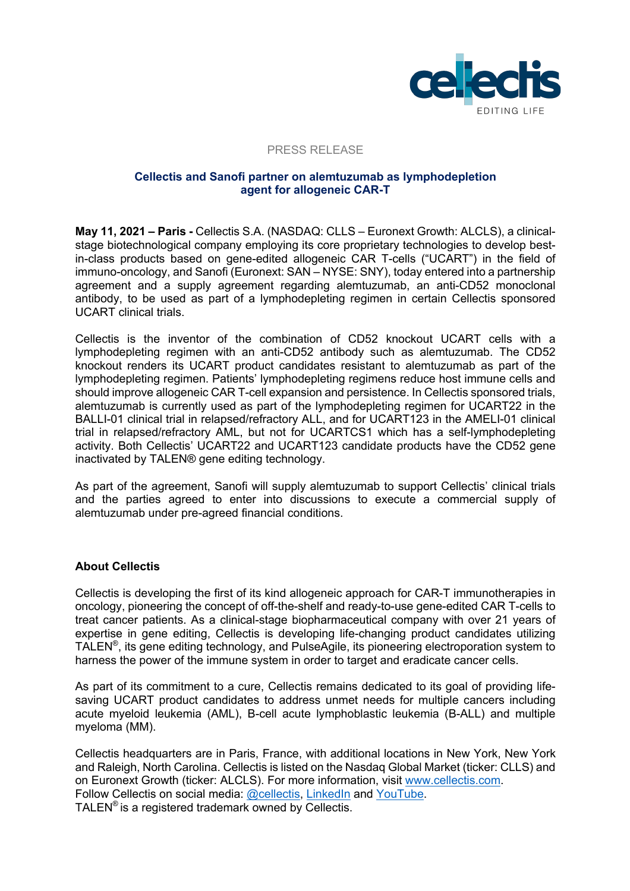PRESS RELEASE

## Cellectis and Sanofi partner on alemtuzumab as lymphodepletion agent for allogeneic CAR-T

**May 11, 2021 – Paris -** Cellectis S.A. (NASDAQ: CLLS – Euronext Growth: ALCLS), a clinical-stage biotechnological company employing its core proprietary technologies to develop best-in-class products based on gene-edited allogeneic CAR T-cells ("UCART") in the field of immuno-oncology, and Sanofi (Euronext: SAN – NYSE: SNY), today entered into a partnership agreement and a supply agreement regarding alemtuzumab, an anti-CD52 monoclonal antibody, to be used as part of a lymphodepleting regimen in certain Cellectis sponsored UCART clinical trials.

Cellectis is the inventor of the combination of CD52 knockout UCART cells with a lymphodepleting regimen with an anti-CD52 antibody such as alemtuzumab. The CD52 knockout renders its UCART product candidates resistant to alemtuzumab as part of the lymphodepleting regimen. Patients' lymphodepleting regimens reduce host immune cells and should improve allogeneic CAR T-cell expansion and persistence. In Cellectis sponsored trials, alemtuzumab is currently used as part of the lymphodepleting regimen for UCART22 in the BALLI-01 clinical trial in relapsed/refractory ALL, and for UCART123 in the AMELI-01 clinical trial in relapsed/refractory AML, but not for UCARTCS1 which has a self-lymphodepleting activity. Both Cellectis' UCART22 and UCART123 candidate products have the CD52 gene inactivated by TALEN® gene editing technology.

As part of the agreement, Sanofi will supply alemtuzumab to support Cellectis' clinical trials and the parties agreed to enter into discussions to execute a commercial supply of alemtuzumab under pre-agreed financial conditions.

### About Cellectis

Cellectis is developing the first of its kind allogeneic approach for CAR-T immunotherapies in oncology, pioneering the concept of off-the-shelf and ready-to-use gene-edited CAR T-cells to treat cancer patients. As a clinical-stage biopharmaceutical company with over 21 years of expertise in gene editing, Cellectis is developing life-changing product candidates utilizing TALEN®, its gene editing technology, and PulseAgile, its pioneering electroporation system to harness the power of the immune system in order to target and eradicate cancer cells.

As part of its commitment to a cure, Cellectis remains dedicated to its goal of providing life-saving UCART product candidates to address unmet needs for multiple cancers including acute myeloid leukemia (AML), B-cell acute lymphoblastic leukemia (B-ALL) and multiple myeloma (MM).

Cellectis headquarters are in Paris, France, with additional locations in New York, New York and Raleigh, North Carolina. Cellectis is listed on the Nasdaq Global Market (ticker: CLLS) and on Euronext Growth (ticker: ALCLS). For more information, visit www.cellectis.com.
Follow Cellectis on social media: @cellectis, LinkedIn and YouTube.
TALEN® is a registered trademark owned by Cellectis.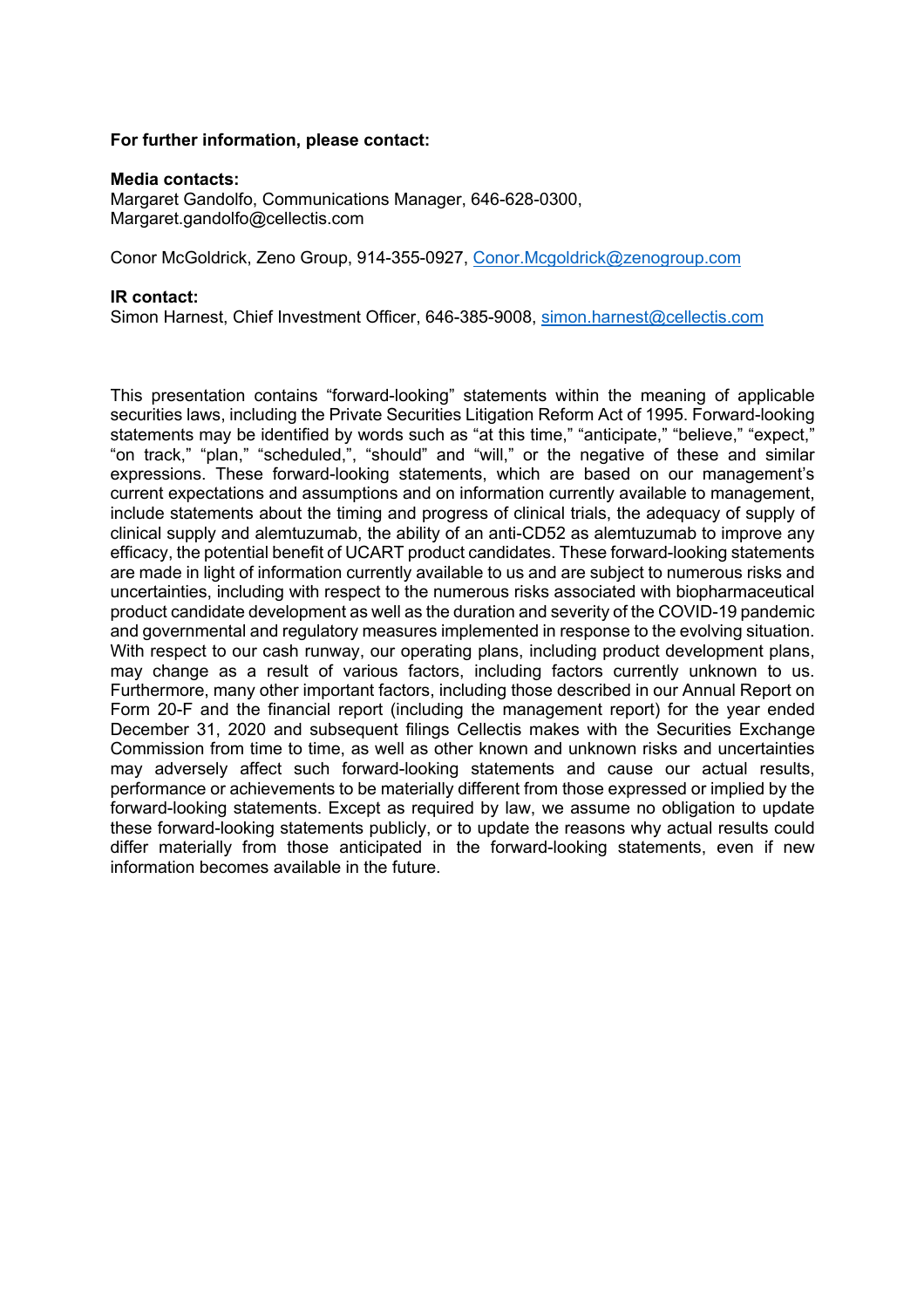**For further information, please contact:**

**Media contacts:**
Margaret Gandolfo, Communications Manager, 646-628-0300, Margaret.gandolfo@cellectis.com

Conor McGoldrick, Zeno Group, 914-355-0927, Conor.Mcgoldrick@zenogroup.com

**IR contact:**
Simon Harnest, Chief Investment Officer, 646-385-9008, simon.harnest@cellectis.com

This presentation contains "forward-looking" statements within the meaning of applicable securities laws, including the Private Securities Litigation Reform Act of 1995. Forward-looking statements may be identified by words such as "at this time," "anticipate," "believe," "expect," "on track," "plan," "scheduled,", "should" and "will," or the negative of these and similar expressions. These forward-looking statements, which are based on our management's current expectations and assumptions and on information currently available to management, include statements about the timing and progress of clinical trials, the adequacy of supply of clinical supply and alemtuzumab, the ability of an anti-CD52 as alemtuzumab to improve any efficacy, the potential benefit of UCART product candidates. These forward-looking statements are made in light of information currently available to us and are subject to numerous risks and uncertainties, including with respect to the numerous risks associated with biopharmaceutical product candidate development as well as the duration and severity of the COVID-19 pandemic and governmental and regulatory measures implemented in response to the evolving situation. With respect to our cash runway, our operating plans, including product development plans, may change as a result of various factors, including factors currently unknown to us. Furthermore, many other important factors, including those described in our Annual Report on Form 20-F and the financial report (including the management report) for the year ended December 31, 2020 and subsequent filings Cellectis makes with the Securities Exchange Commission from time to time, as well as other known and unknown risks and uncertainties may adversely affect such forward-looking statements and cause our actual results, performance or achievements to be materially different from those expressed or implied by the forward-looking statements. Except as required by law, we assume no obligation to update these forward-looking statements publicly, or to update the reasons why actual results could differ materially from those anticipated in the forward-looking statements, even if new information becomes available in the future.